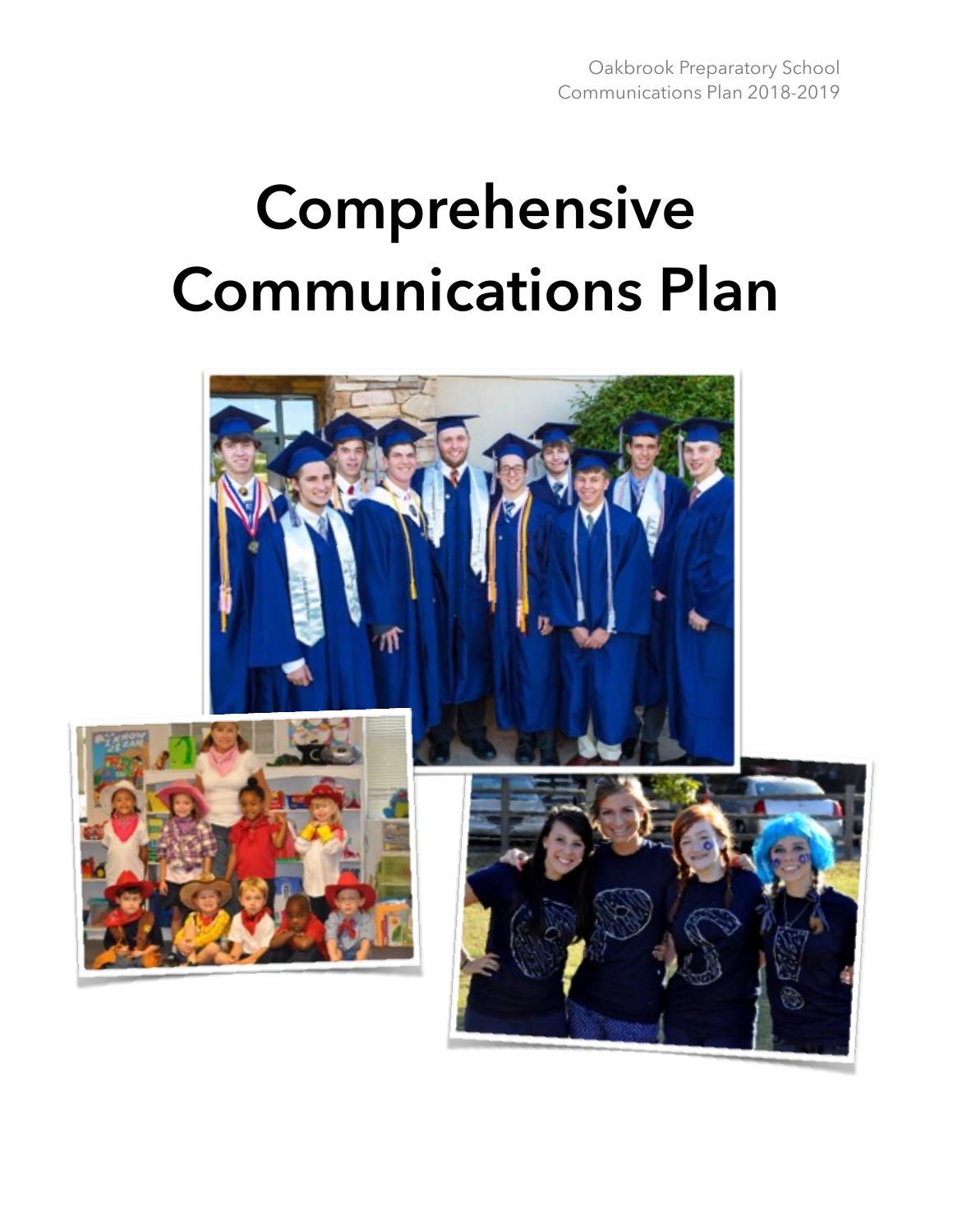Oakbrook Preparatory School
Communications Plan 2018-2019

# Comprehensive Communications Plan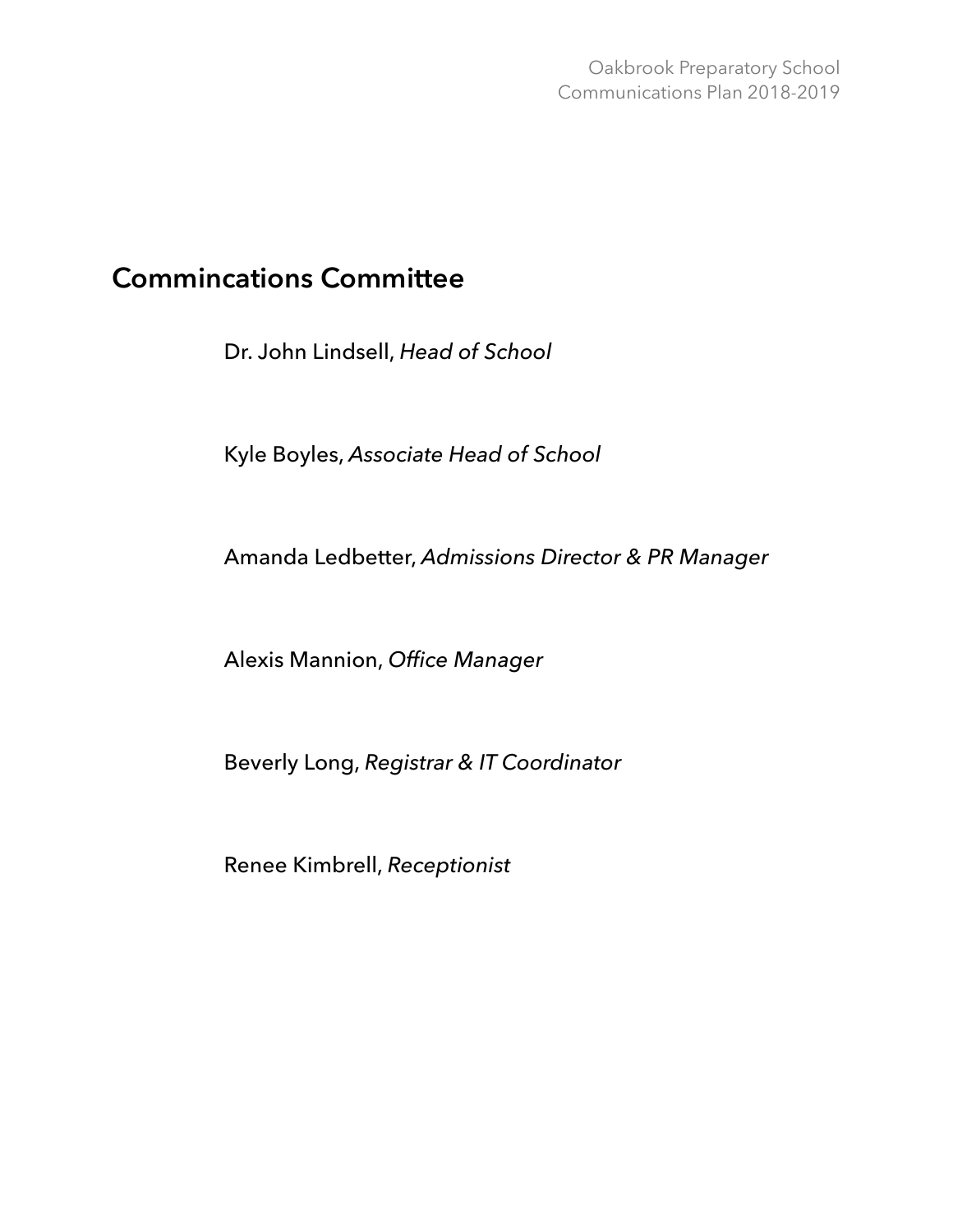## Commincations Committee

Dr. John Lindsell, *Head of School*

Kyle Boyles, *Associate Head of School*

Amanda Ledbetter, *Admissions Director & PR Manager*

Alexis Mannion, *Office Manager*

Beverly Long, *Registrar & IT Coordinator*

Renee Kimbrell, *Receptionist*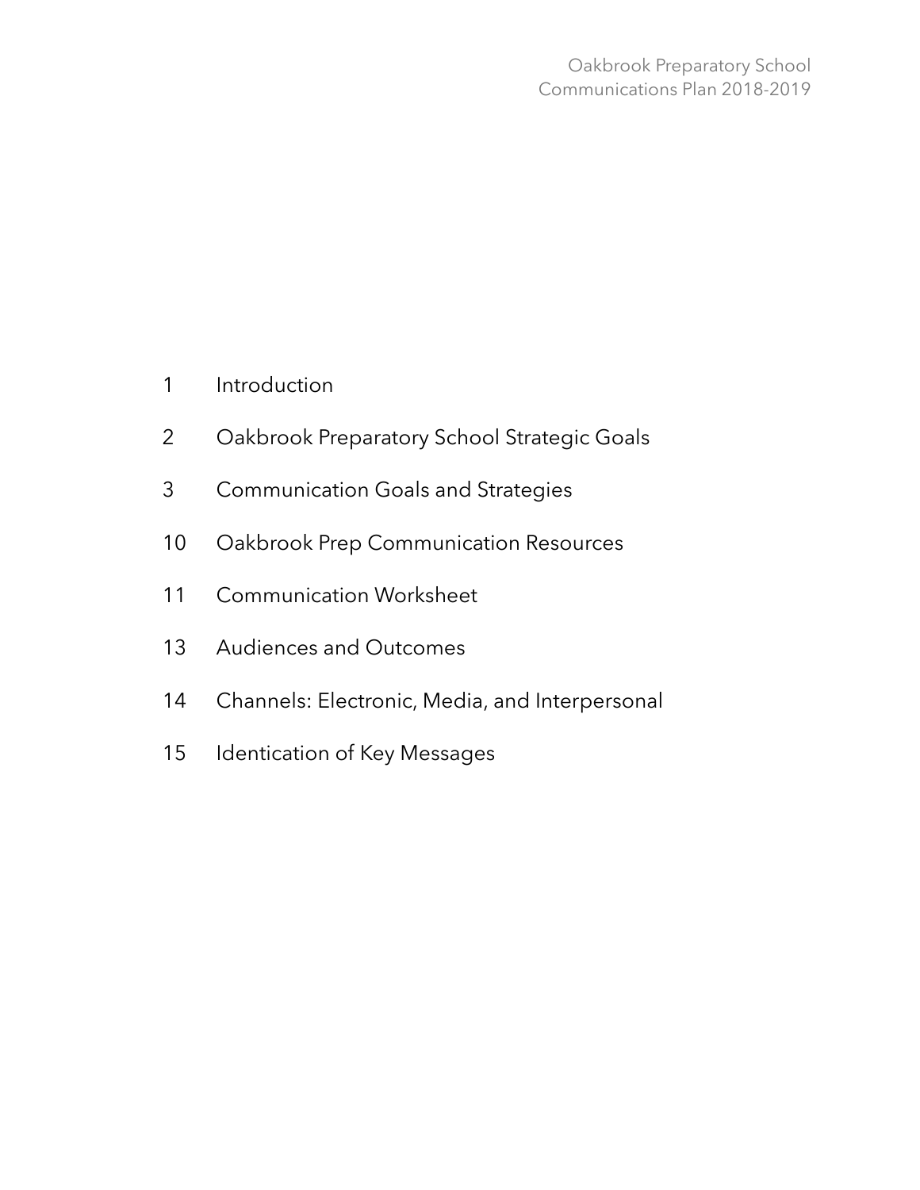| | |
|---|---|
| 1 | Introduction |
| 2 | Oakbrook Preparatory School Strategic Goals |
| 3 | Communication Goals and Strategies |
| 10 | Oakbrook Prep Communication Resources |
| 11 | Communication Worksheet |
| 13 | Audiences and Outcomes |
| 14 | Channels: Electronic, Media, and Interpersonal |
| 15 | Identication of Key Messages |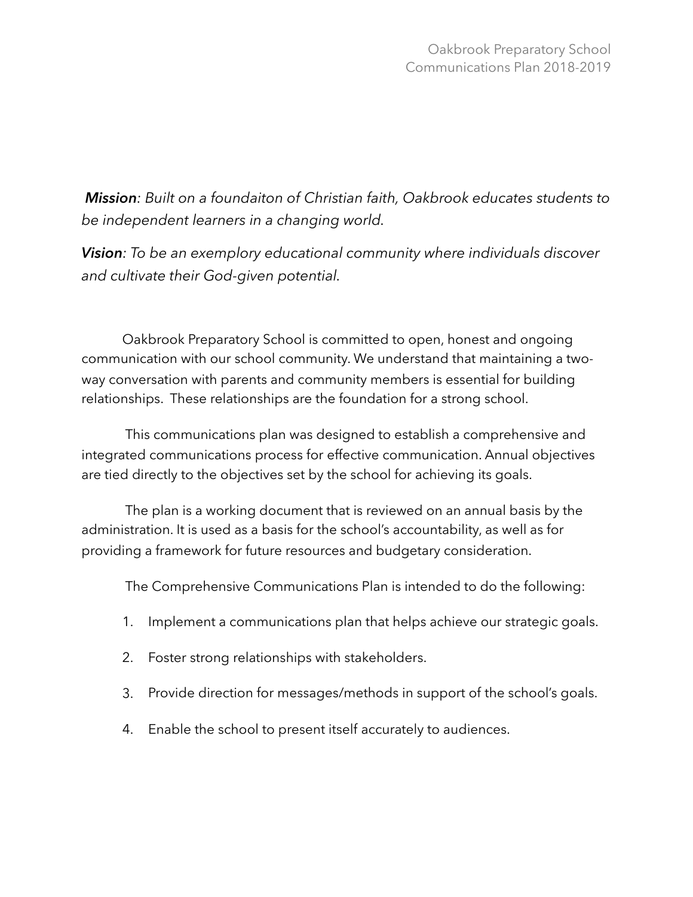***Mission****: Built on a foundaiton of Christian faith, Oakbrook educates students to be independent learners in a changing world.*

***Vision****: To be an exemplory educational community where individuals discover and cultivate their God-given potential.*

Oakbrook Preparatory School is committed to open, honest and ongoing communication with our school community. We understand that maintaining a two-way conversation with parents and community members is essential for building relationships. These relationships are the foundation for a strong school.

This communications plan was designed to establish a comprehensive and integrated communications process for effective communication. Annual objectives are tied directly to the objectives set by the school for achieving its goals.

The plan is a working document that is reviewed on an annual basis by the administration. It is used as a basis for the school's accountability, as well as for providing a framework for future resources and budgetary consideration.

The Comprehensive Communications Plan is intended to do the following:

1. Implement a communications plan that helps achieve our strategic goals.
2. Foster strong relationships with stakeholders.
3. Provide direction for messages/methods in support of the school's goals.
4. Enable the school to present itself accurately to audiences.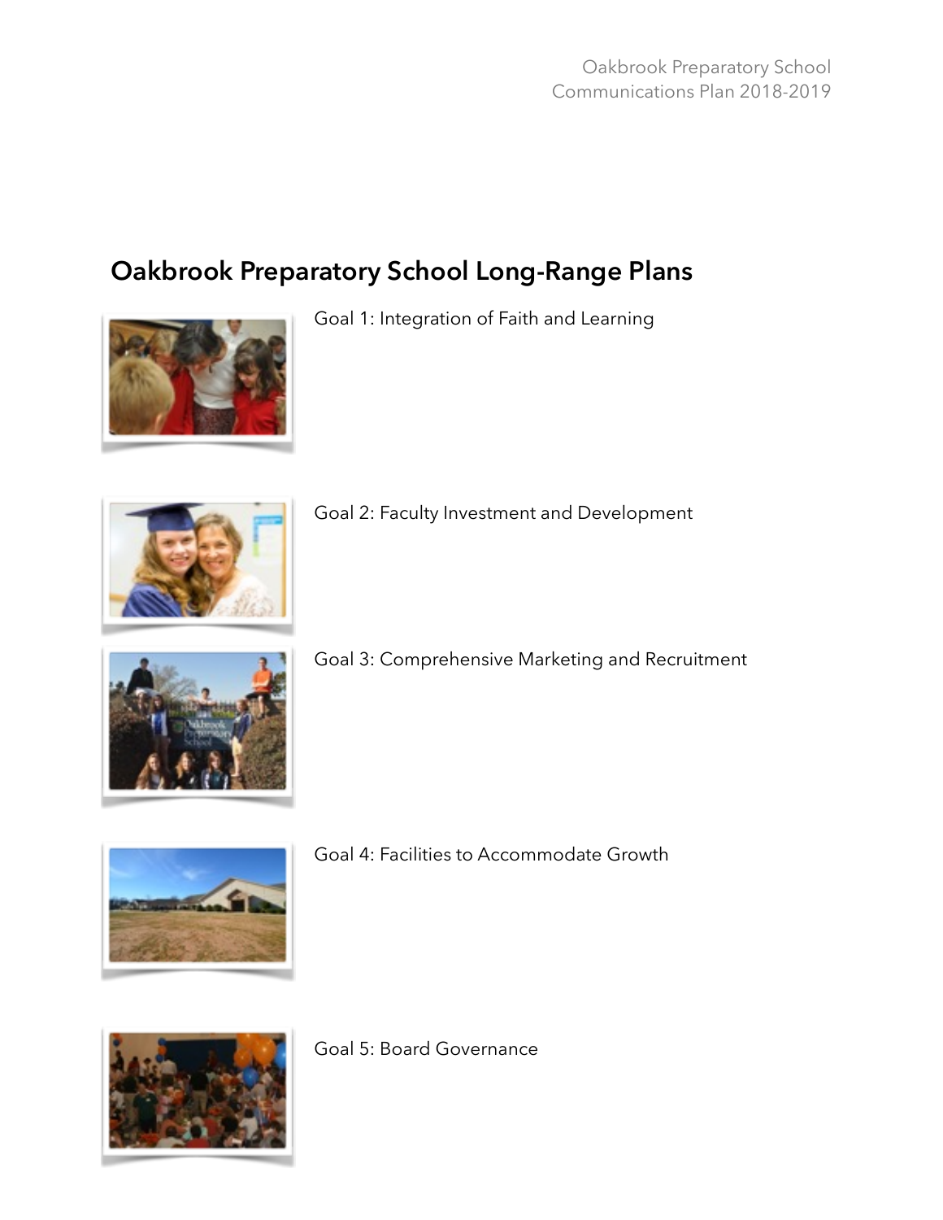# Oakbrook Preparatory School Long-Range Plans

Goal 1: Integration of Faith and Learning

Goal 2: Faculty Investment and Development

Goal 3: Comprehensive Marketing and Recruitment

Goal 4: Facilities to Accommodate Growth

Goal 5: Board Governance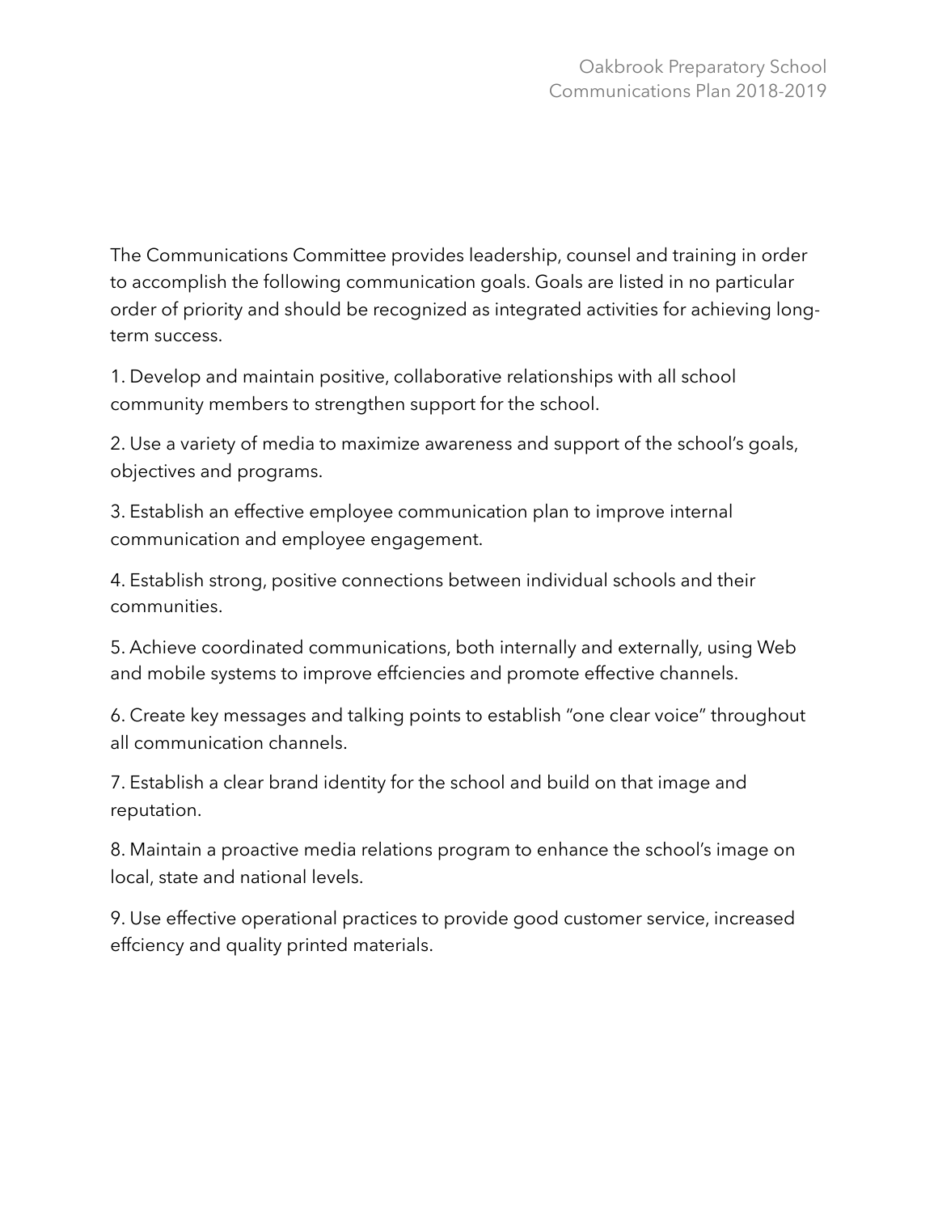The Communications Committee provides leadership, counsel and training in order to accomplish the following communication goals. Goals are listed in no particular order of priority and should be recognized as integrated activities for achieving long-term success.

1. Develop and maintain positive, collaborative relationships with all school community members to strengthen support for the school.

2. Use a variety of media to maximize awareness and support of the school's goals, objectives and programs.

3. Establish an effective employee communication plan to improve internal communication and employee engagement.

4. Establish strong, positive connections between individual schools and their communities.

5. Achieve coordinated communications, both internally and externally, using Web and mobile systems to improve effciencies and promote effective channels.

6. Create key messages and talking points to establish "one clear voice" throughout all communication channels.

7. Establish a clear brand identity for the school and build on that image and reputation.

8. Maintain a proactive media relations program to enhance the school's image on local, state and national levels.

9. Use effective operational practices to provide good customer service, increased effciency and quality printed materials.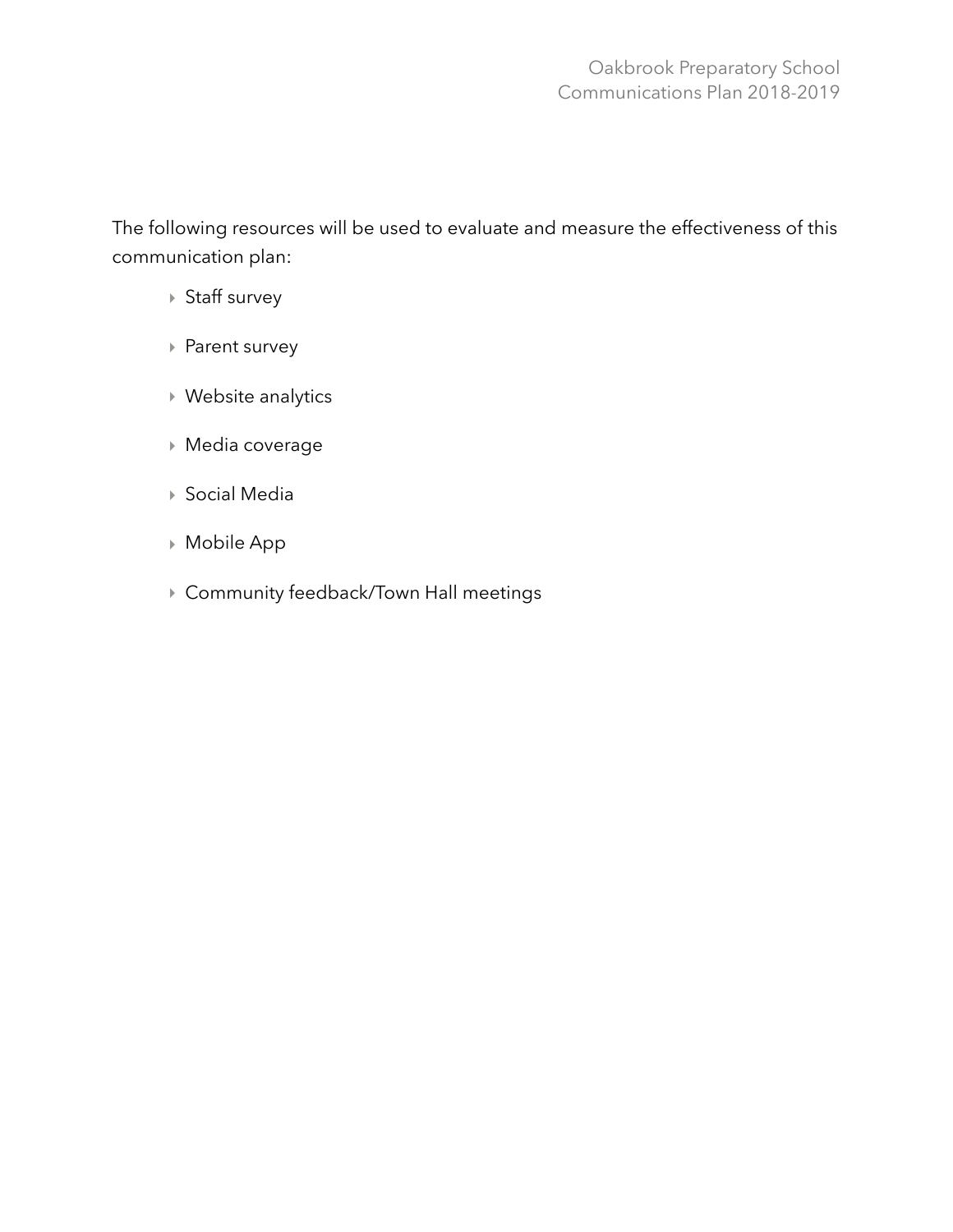The following resources will be used to evaluate and measure the effectiveness of this communication plan:

- Staff survey
- Parent survey
- Website analytics
- Media coverage
- Social Media
- Mobile App
- Community feedback/Town Hall meetings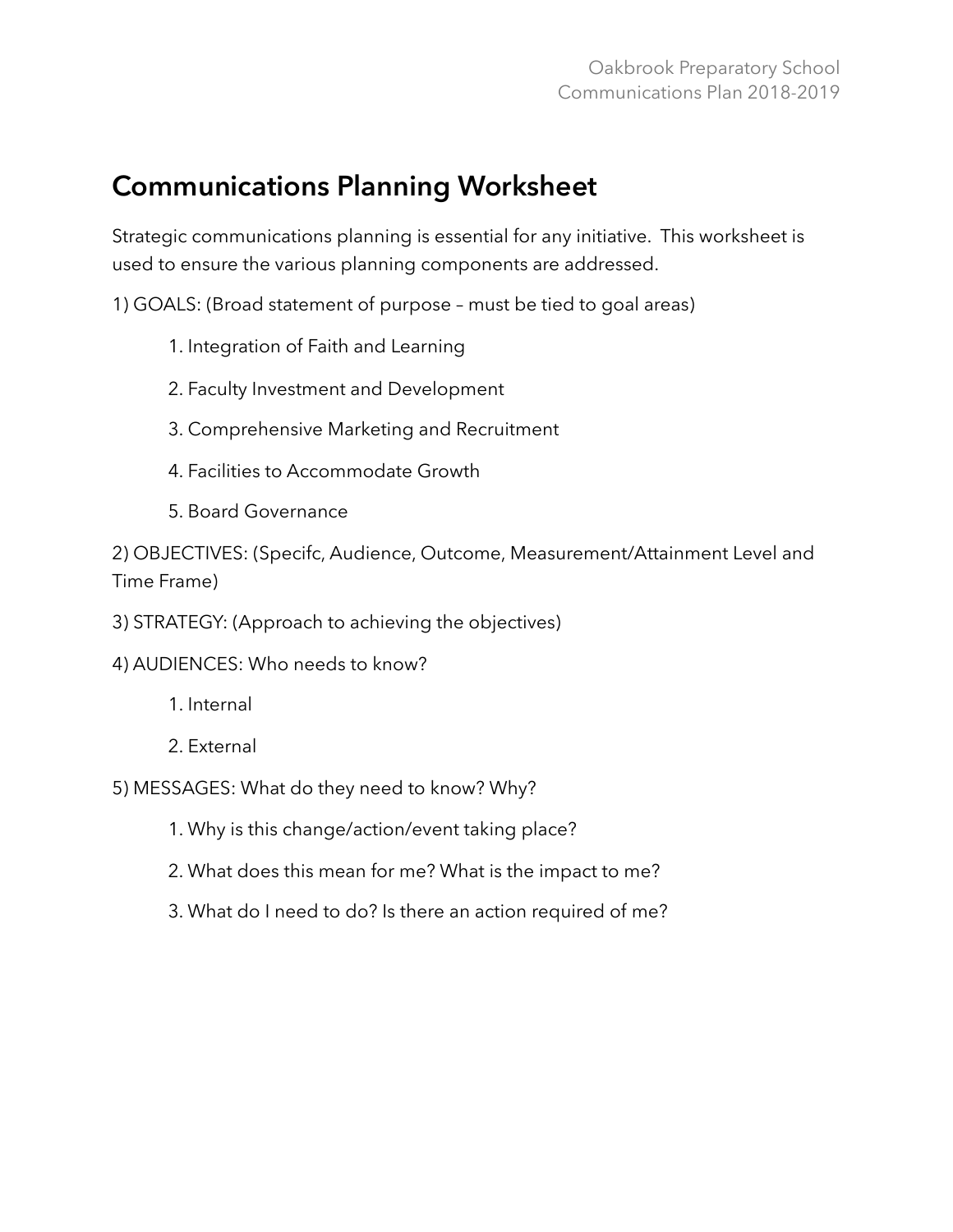# Communications Planning Worksheet

Strategic communications planning is essential for any initiative. This worksheet is used to ensure the various planning components are addressed.

1) GOALS: (Broad statement of purpose – must be tied to goal areas)

1. Integration of Faith and Learning
2. Faculty Investment and Development
3. Comprehensive Marketing and Recruitment
4. Facilities to Accommodate Growth
5. Board Governance

2) OBJECTIVES: (Specifc, Audience, Outcome, Measurement/Attainment Level and Time Frame)

3) STRATEGY: (Approach to achieving the objectives)

4) AUDIENCES: Who needs to know?

1. Internal
2. External

5) MESSAGES: What do they need to know? Why?

1. Why is this change/action/event taking place?
2. What does this mean for me? What is the impact to me?
3. What do I need to do? Is there an action required of me?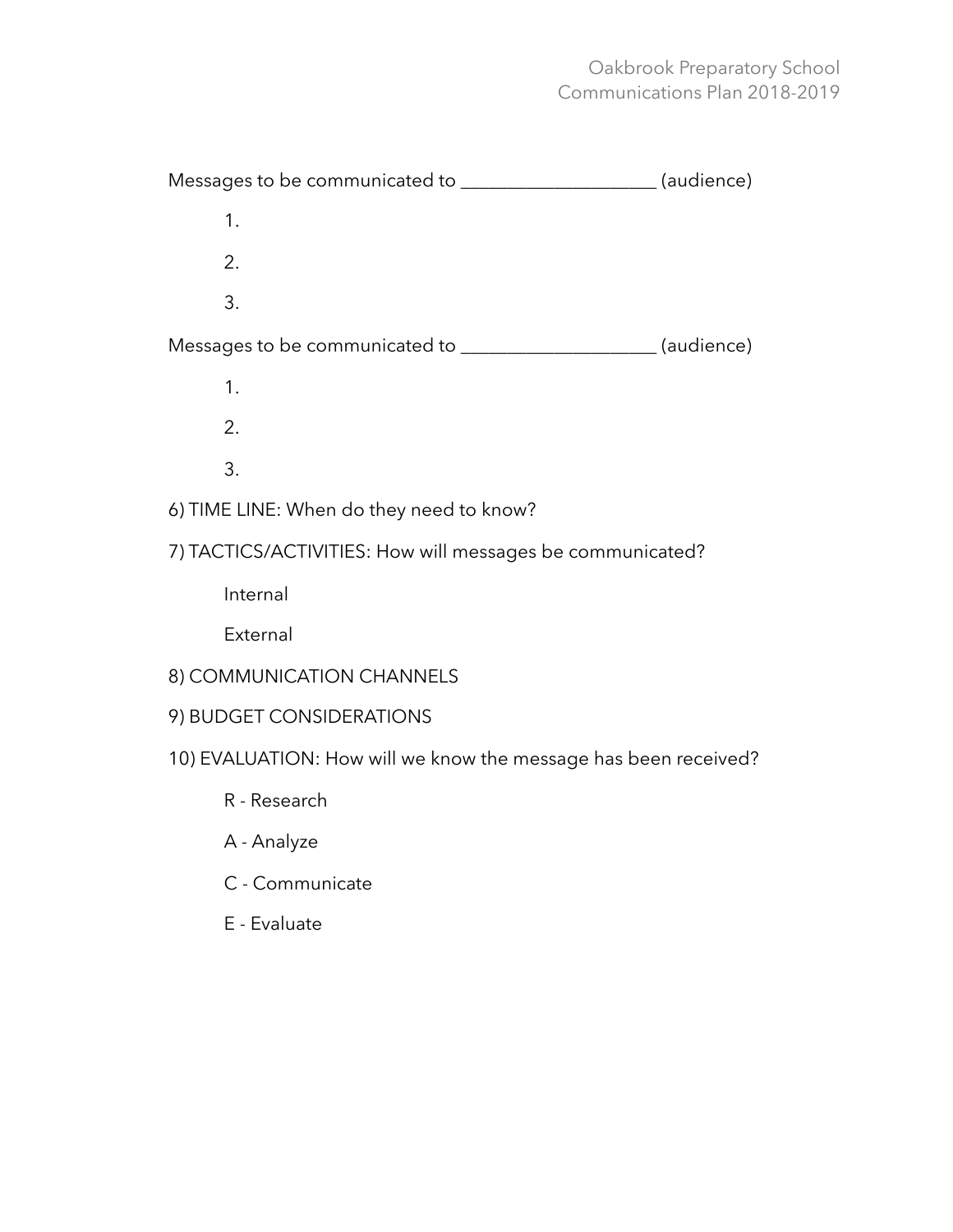Messages to be communicated to ____________________ (audience)

1.
2.
3.

Messages to be communicated to ____________________ (audience)

1.
2.
3.

6) TIME LINE: When do they need to know?

7) TACTICS/ACTIVITIES: How will messages be communicated?

   Internal

   External

8) COMMUNICATION CHANNELS

9) BUDGET CONSIDERATIONS

10) EVALUATION: How will we know the message has been received?

   R - Research

   A - Analyze

   C - Communicate

   E - Evaluate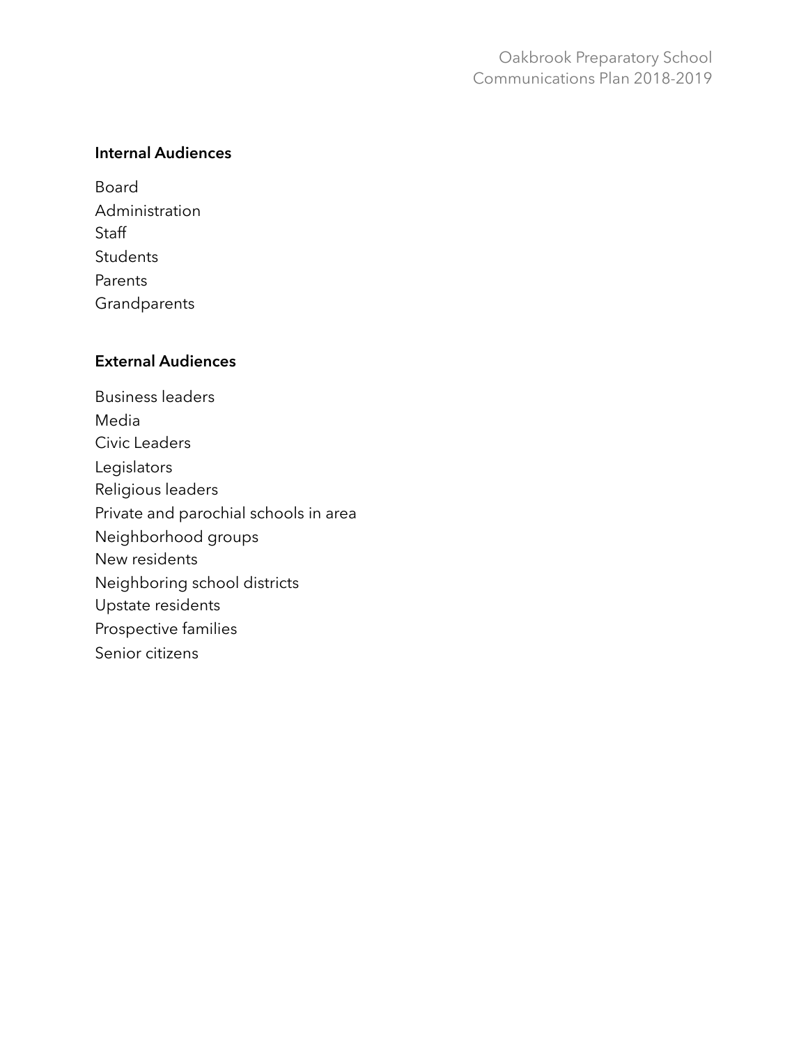**Internal Audiences**

Board
Administration
Staff
Students
Parents
Grandparents

**External Audiences**

Business leaders
Media
Civic Leaders
Legislators
Religious leaders
Private and parochial schools in area
Neighborhood groups
New residents
Neighboring school districts
Upstate residents
Prospective families
Senior citizens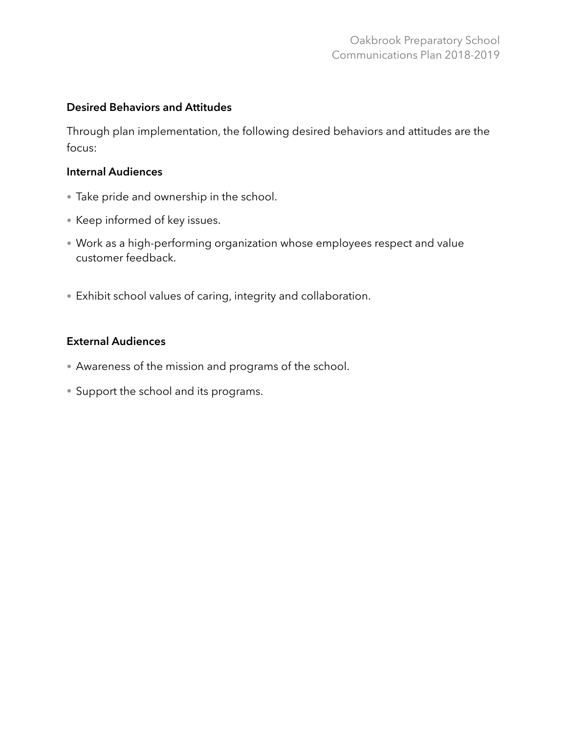## Desired Behaviors and Attitudes

Through plan implementation, the following desired behaviors and attitudes are the focus:

### Internal Audiences

- Take pride and ownership in the school.
- Keep informed of key issues.
- Work as a high-performing organization whose employees respect and value customer feedback.
- Exhibit school values of caring, integrity and collaboration.

### External Audiences

- Awareness of the mission and programs of the school.
- Support the school and its programs.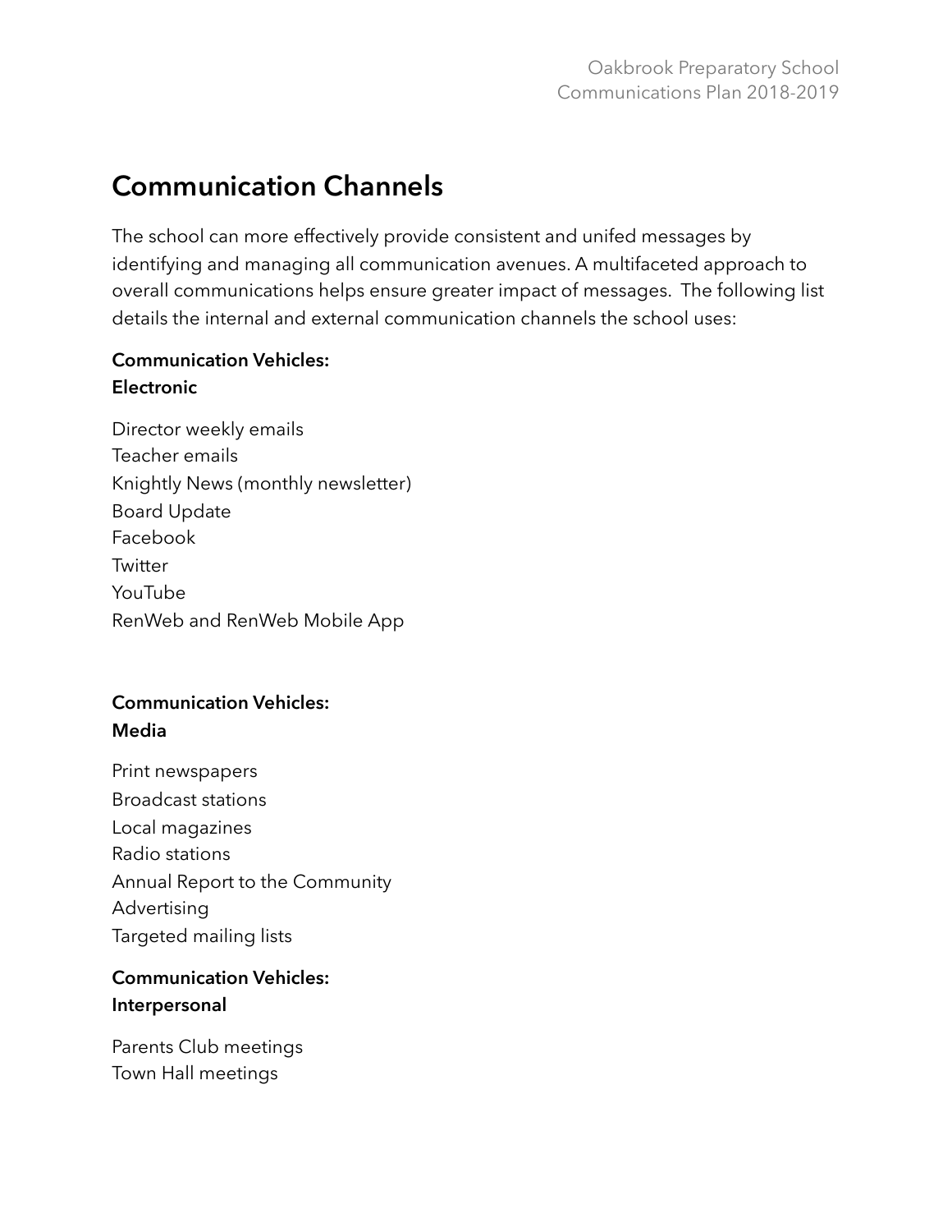# Communication Channels

The school can more effectively provide consistent and unifed messages by identifying and managing all communication avenues. A multifaceted approach to overall communications helps ensure greater impact of messages. The following list details the internal and external communication channels the school uses:

**Communication Vehicles:**
**Electronic**

Director weekly emails
Teacher emails
Knightly News (monthly newsletter)
Board Update
Facebook
Twitter
YouTube
RenWeb and RenWeb Mobile App

**Communication Vehicles:**
**Media**

Print newspapers
Broadcast stations
Local magazines
Radio stations
Annual Report to the Community
Advertising
Targeted mailing lists

**Communication Vehicles:**
**Interpersonal**

Parents Club meetings
Town Hall meetings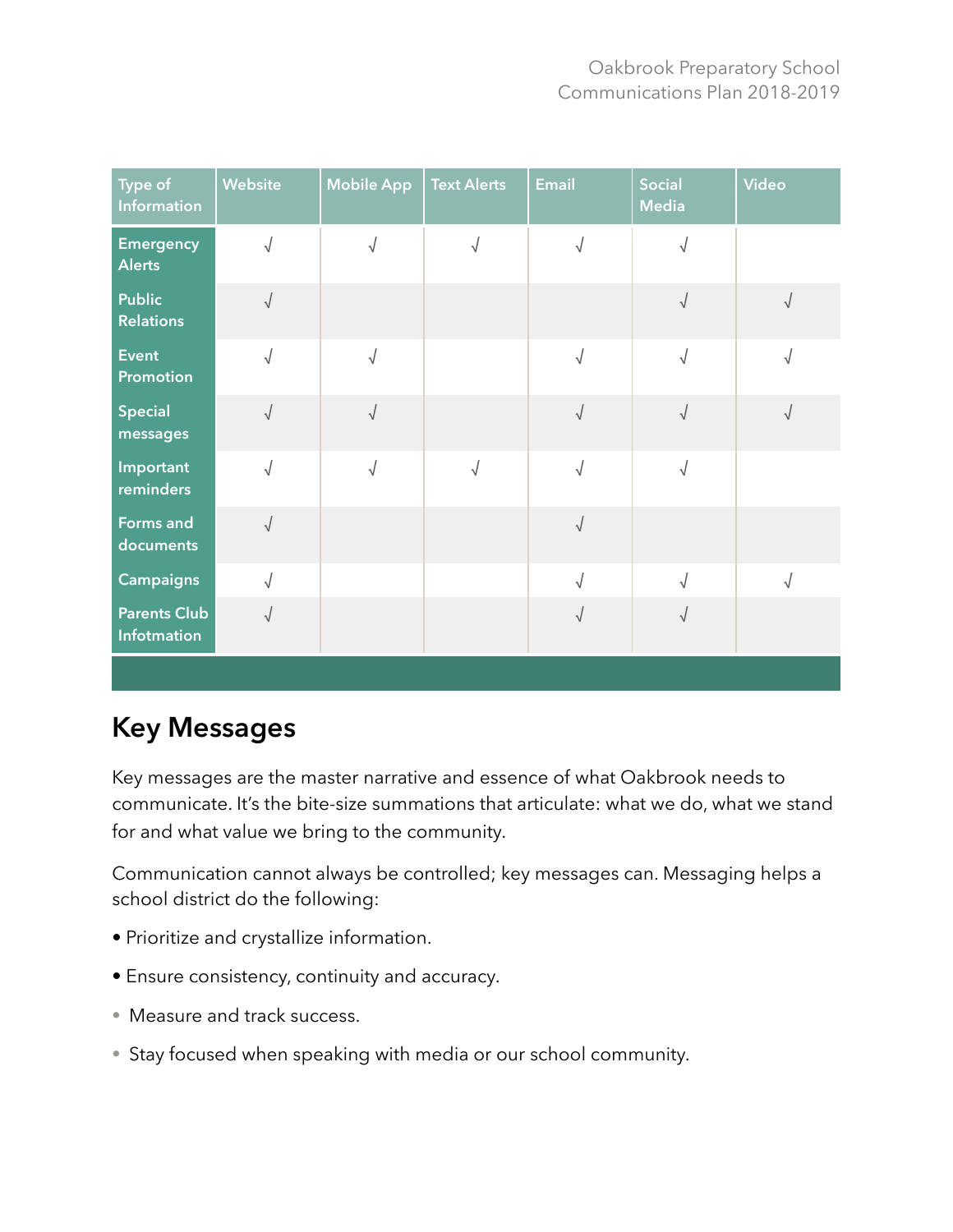| Type of Information | Website | Mobile App | Text Alerts | Email | Social Media | Video |
|---|---|---|---|---|---|---|
| Emergency Alerts | √ | √ | √ | √ | √ | |
| Public Relations | √ | | | | √ | √ |
| Event Promotion | √ | √ | | √ | √ | √ |
| Special messages | √ | √ | | √ | √ | √ |
| Important reminders | √ | √ | √ | √ | √ | |
| Forms and documents | √ | | | √ | | |
| Campaigns | √ | | | √ | √ | √ |
| Parents Club Infotmation | √ | | | √ | √ | |

## Key Messages

Key messages are the master narrative and essence of what Oakbrook needs to communicate. It's the bite-size summations that articulate: what we do, what we stand for and what value we bring to the community.

Communication cannot always be controlled; key messages can. Messaging helps a school district do the following:

- Prioritize and crystallize information.
- Ensure consistency, continuity and accuracy.
- Measure and track success.
- Stay focused when speaking with media or our school community.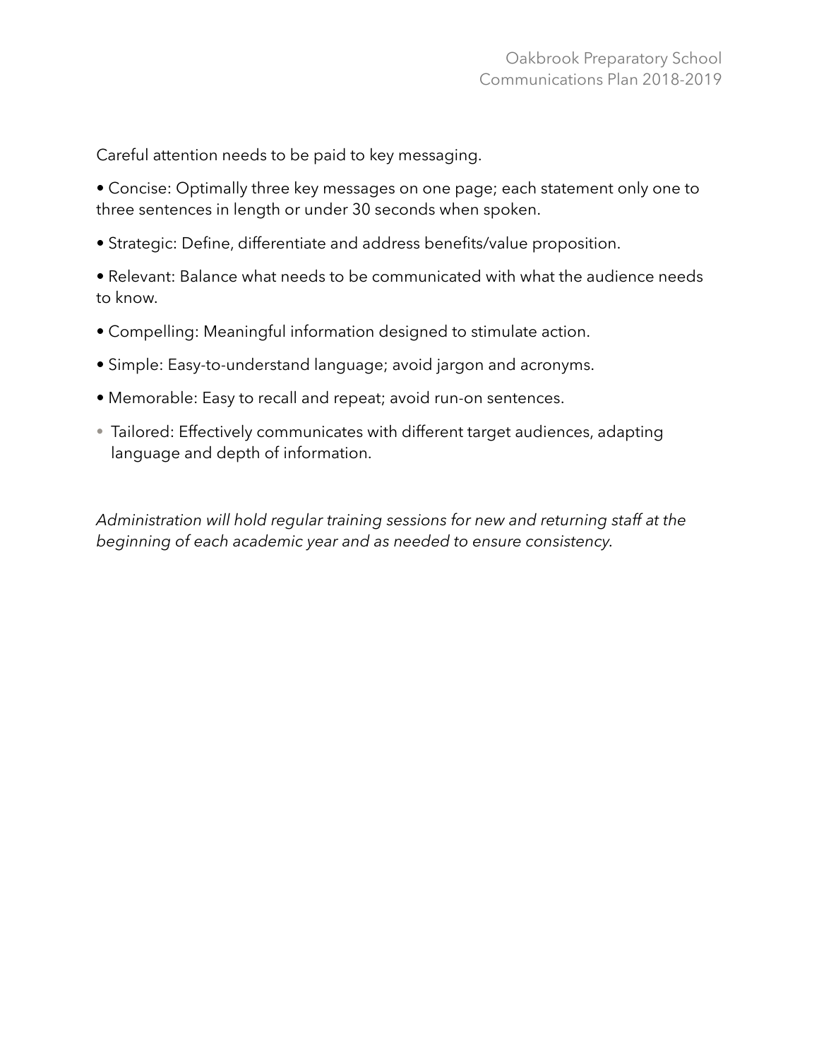Careful attention needs to be paid to key messaging.

- Concise: Optimally three key messages on one page; each statement only one to three sentences in length or under 30 seconds when spoken.
- Strategic: Define, differentiate and address benefits/value proposition.
- Relevant: Balance what needs to be communicated with what the audience needs to know.
- Compelling: Meaningful information designed to stimulate action.
- Simple: Easy-to-understand language; avoid jargon and acronyms.
- Memorable: Easy to recall and repeat; avoid run-on sentences.
- Tailored: Effectively communicates with different target audiences, adapting language and depth of information.

*Administration will hold regular training sessions for new and returning staff at the beginning of each academic year and as needed to ensure consistency.*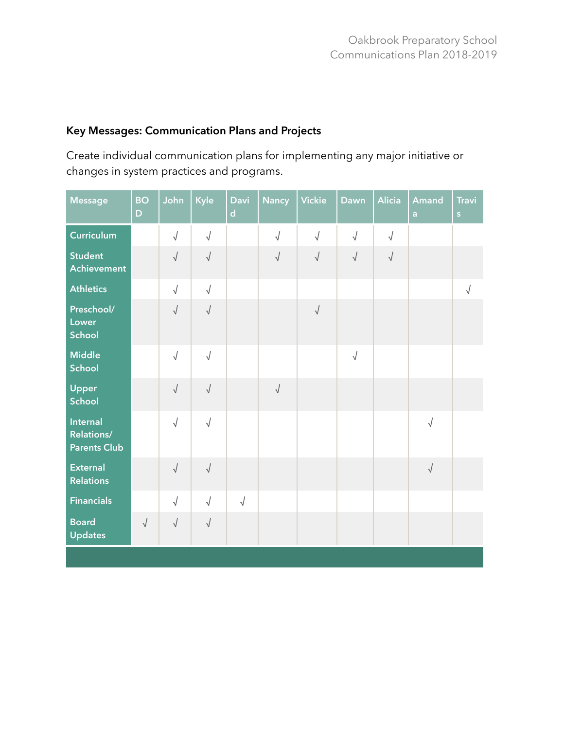### Key Messages: Communication Plans and Projects

Create individual communication plans for implementing any major initiative or changes in system practices and programs.

| Message | BOD | John | Kyle | David | Nancy | Vickie | Dawn | Alicia | Amanda | Travis |
|---|---|---|---|---|---|---|---|---|---|---|
| Curriculum | | √ | √ | | √ | √ | √ | √ | | |
| Student Achievement | | √ | √ | | √ | √ | √ | √ | | |
| Athletics | | √ | √ | | | | | | | √ |
| Preschool/ Lower School | | √ | √ | | | √ | | | | |
| Middle School | | √ | √ | | | | √ | | | |
| Upper School | | √ | √ | | √ | | | | | |
| Internal Relations/ Parents Club | | √ | √ | | | | | | √ | |
| External Relations | | √ | √ | | | | | | √ | |
| Financials | | √ | √ | √ | | | | | | |
| Board Updates | √ | √ | √ | | | | | | | |